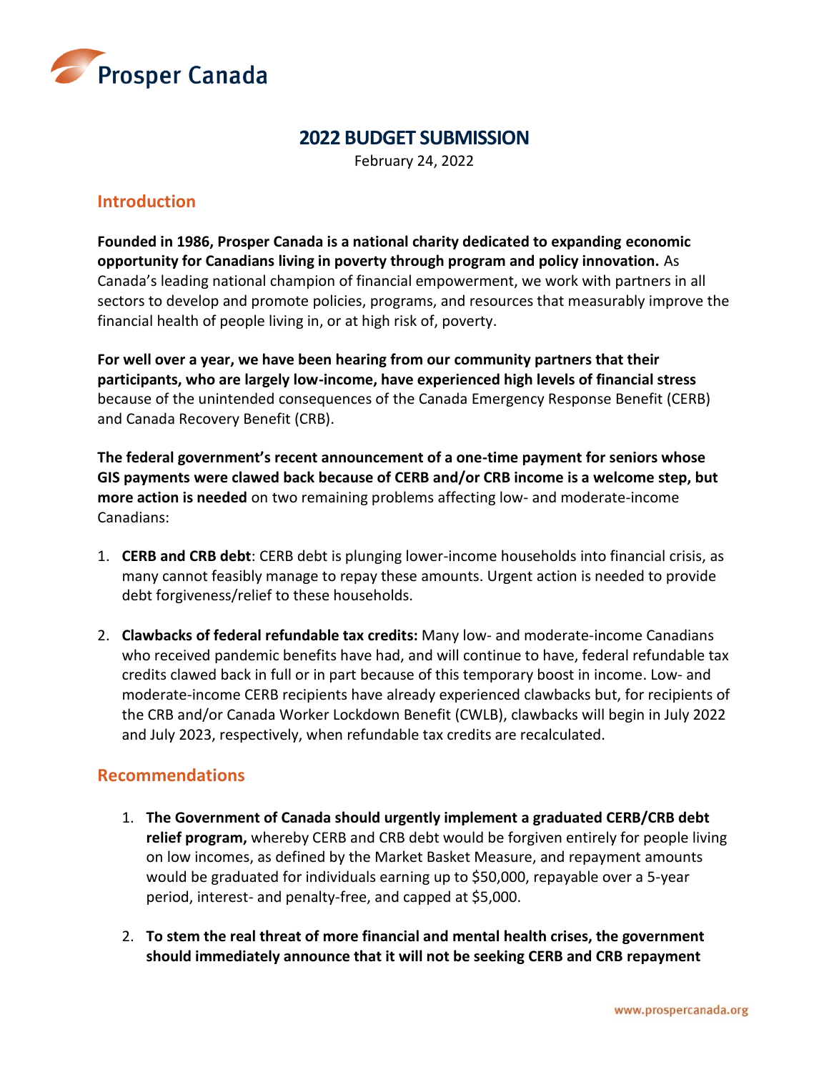# 2022 BUDGET SUBMISSION

February 24, 2022

## Introduction

**Founded in 1986, Prosper Canada is a national charity dedicated to expanding economic opportunity for Canadians living in poverty through program and policy innovation.** As Canada's leading national champion of financial empowerment, we work with partners in all sectors to develop and promote policies, programs, and resources that measurably improve the financial health of people living in, or at high risk of, poverty.

**For well over a year, we have been hearing from our community partners that their participants, who are largely low-income, have experienced high levels of financial stress** because of the unintended consequences of the Canada Emergency Response Benefit (CERB) and Canada Recovery Benefit (CRB).

**The federal government's recent announcement of a one-time payment for seniors whose GIS payments were clawed back because of CERB and/or CRB income is a welcome step, but more action is needed** on two remaining problems affecting low- and moderate-income Canadians:

1. **CERB and CRB debt**: CERB debt is plunging lower-income households into financial crisis, as many cannot feasibly manage to repay these amounts. Urgent action is needed to provide debt forgiveness/relief to these households.

2. **Clawbacks of federal refundable tax credits:** Many low- and moderate-income Canadians who received pandemic benefits have had, and will continue to have, federal refundable tax credits clawed back in full or in part because of this temporary boost in income. Low- and moderate-income CERB recipients have already experienced clawbacks but, for recipients of the CRB and/or Canada Worker Lockdown Benefit (CWLB), clawbacks will begin in July 2022 and July 2023, respectively, when refundable tax credits are recalculated.

## Recommendations

1. **The Government of Canada should urgently implement a graduated CERB/CRB debt relief program,** whereby CERB and CRB debt would be forgiven entirely for people living on low incomes, as defined by the Market Basket Measure, and repayment amounts would be graduated for individuals earning up to $50,000, repayable over a 5-year period, interest- and penalty-free, and capped at $5,000.

2. **To stem the real threat of more financial and mental health crises, the government should immediately announce that it will not be seeking CERB and CRB repayment**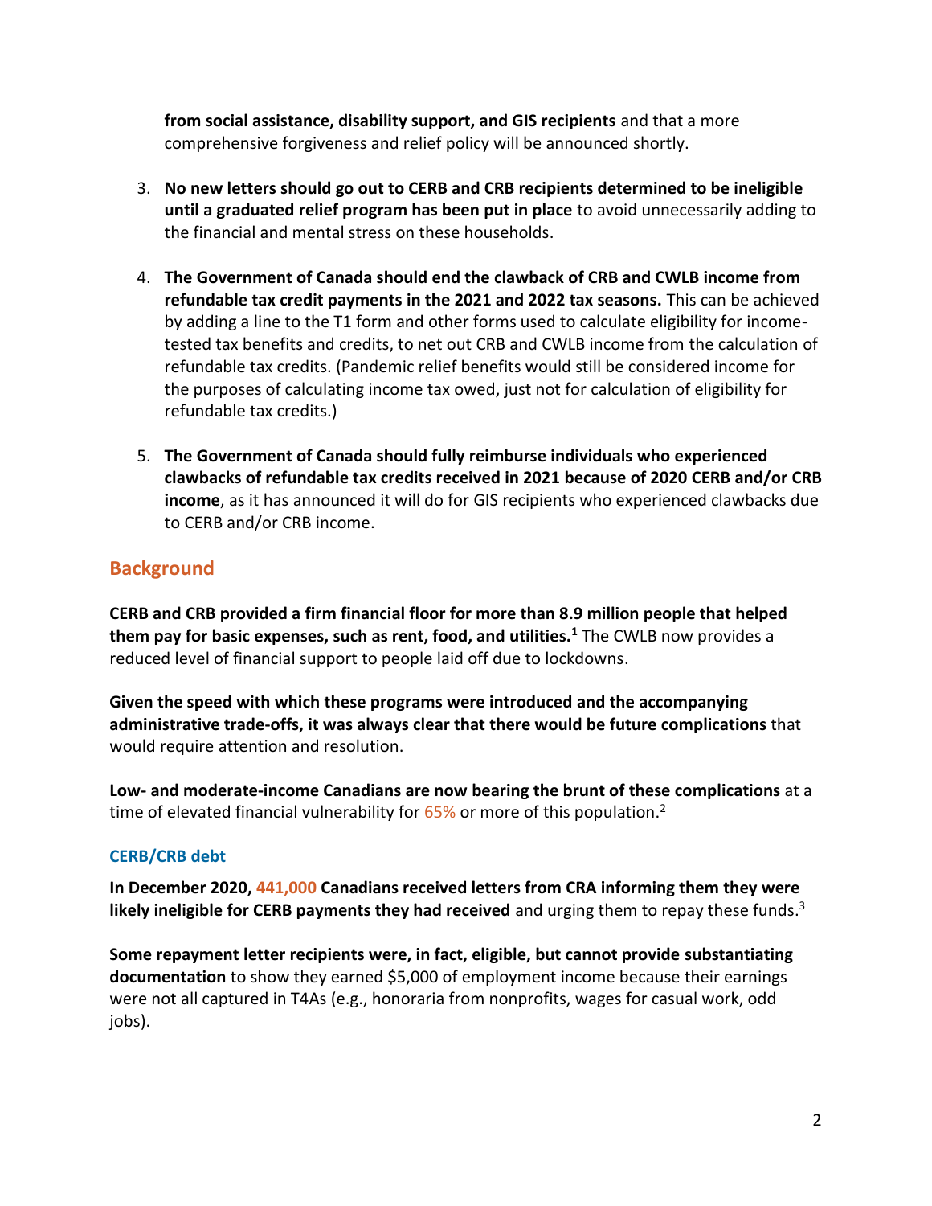**from social assistance, disability support, and GIS recipients** and that a more comprehensive forgiveness and relief policy will be announced shortly.

3. **No new letters should go out to CERB and CRB recipients determined to be ineligible until a graduated relief program has been put in place** to avoid unnecessarily adding to the financial and mental stress on these households.

4. **The Government of Canada should end the clawback of CRB and CWLB income from refundable tax credit payments in the 2021 and 2022 tax seasons.** This can be achieved by adding a line to the T1 form and other forms used to calculate eligibility for income-tested tax benefits and credits, to net out CRB and CWLB income from the calculation of refundable tax credits. (Pandemic relief benefits would still be considered income for the purposes of calculating income tax owed, just not for calculation of eligibility for refundable tax credits.)

5. **The Government of Canada should fully reimburse individuals who experienced clawbacks of refundable tax credits received in 2021 because of 2020 CERB and/or CRB income**, as it has announced it will do for GIS recipients who experienced clawbacks due to CERB and/or CRB income.

## Background

**CERB and CRB provided a firm financial floor for more than 8.9 million people that helped them pay for basic expenses, such as rent, food, and utilities.**[1] The CWLB now provides a reduced level of financial support to people laid off due to lockdowns.

**Given the speed with which these programs were introduced and the accompanying administrative trade-offs, it was always clear that there would be future complications** that would require attention and resolution.

**Low- and moderate-income Canadians are now bearing the brunt of these complications** at a time of elevated financial vulnerability for 65% or more of this population.[2]

### CERB/CRB debt

**In December 2020, 441,000 Canadians received letters from CRA informing them they were likely ineligible for CERB payments they had received** and urging them to repay these funds.[3]

**Some repayment letter recipients were, in fact, eligible, but cannot provide substantiating documentation** to show they earned $5,000 of employment income because their earnings were not all captured in T4As (e.g., honoraria from nonprofits, wages for casual work, odd jobs).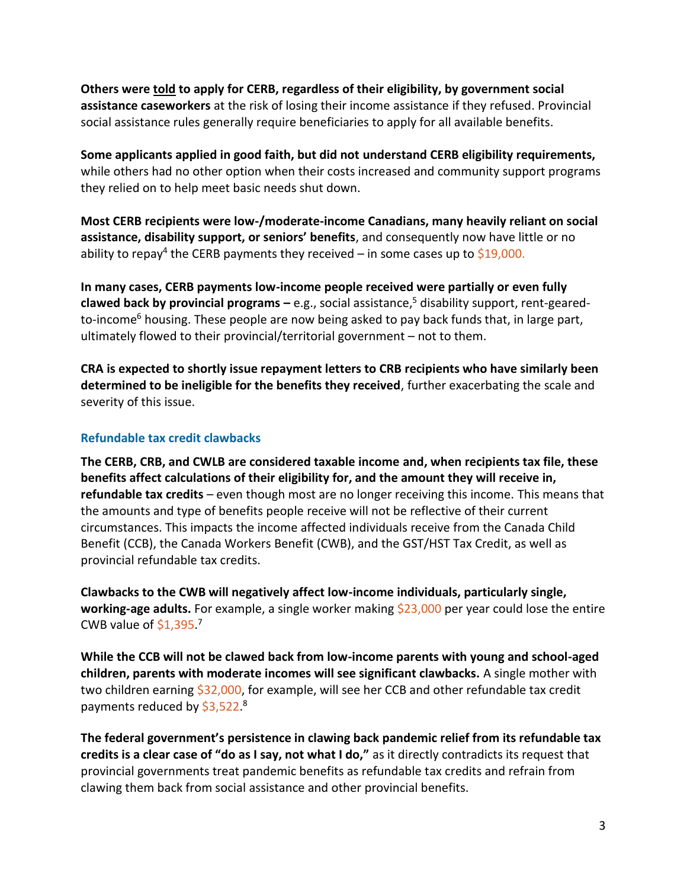**Others were <u>told</u> to apply for CERB, regardless of their eligibility, by government social assistance caseworkers** at the risk of losing their income assistance if they refused. Provincial social assistance rules generally require beneficiaries to apply for all available benefits.

**Some applicants applied in good faith, but did not understand CERB eligibility requirements,** while others had no other option when their costs increased and community support programs they relied on to help meet basic needs shut down.

**Most CERB recipients were low-/moderate-income Canadians, many heavily reliant on social assistance, disability support, or seniors' benefits**, and consequently now have little or no ability to repay[4] the CERB payments they received – in some cases up to $19,000.

**In many cases, CERB payments low-income people received were partially or even fully clawed back by provincial programs –** e.g., social assistance,[5] disability support, rent-geared-to-income[6] housing. These people are now being asked to pay back funds that, in large part, ultimately flowed to their provincial/territorial government – not to them.

**CRA is expected to shortly issue repayment letters to CRB recipients who have similarly been determined to be ineligible for the benefits they received**, further exacerbating the scale and severity of this issue.

### Refundable tax credit clawbacks

**The CERB, CRB, and CWLB are considered taxable income and, when recipients tax file, these benefits affect calculations of their eligibility for, and the amount they will receive in, refundable tax credits** – even though most are no longer receiving this income. This means that the amounts and type of benefits people receive will not be reflective of their current circumstances. This impacts the income affected individuals receive from the Canada Child Benefit (CCB), the Canada Workers Benefit (CWB), and the GST/HST Tax Credit, as well as provincial refundable tax credits.

**Clawbacks to the CWB will negatively affect low-income individuals, particularly single, working-age adults.** For example, a single worker making $23,000 per year could lose the entire CWB value of $1,395.[7]

**While the CCB will not be clawed back from low-income parents with young and school-aged children, parents with moderate incomes will see significant clawbacks.** A single mother with two children earning $32,000, for example, will see her CCB and other refundable tax credit payments reduced by $3,522.[8]

**The federal government's persistence in clawing back pandemic relief from its refundable tax credits is a clear case of "do as I say, not what I do,"** as it directly contradicts its request that provincial governments treat pandemic benefits as refundable tax credits and refrain from clawing them back from social assistance and other provincial benefits.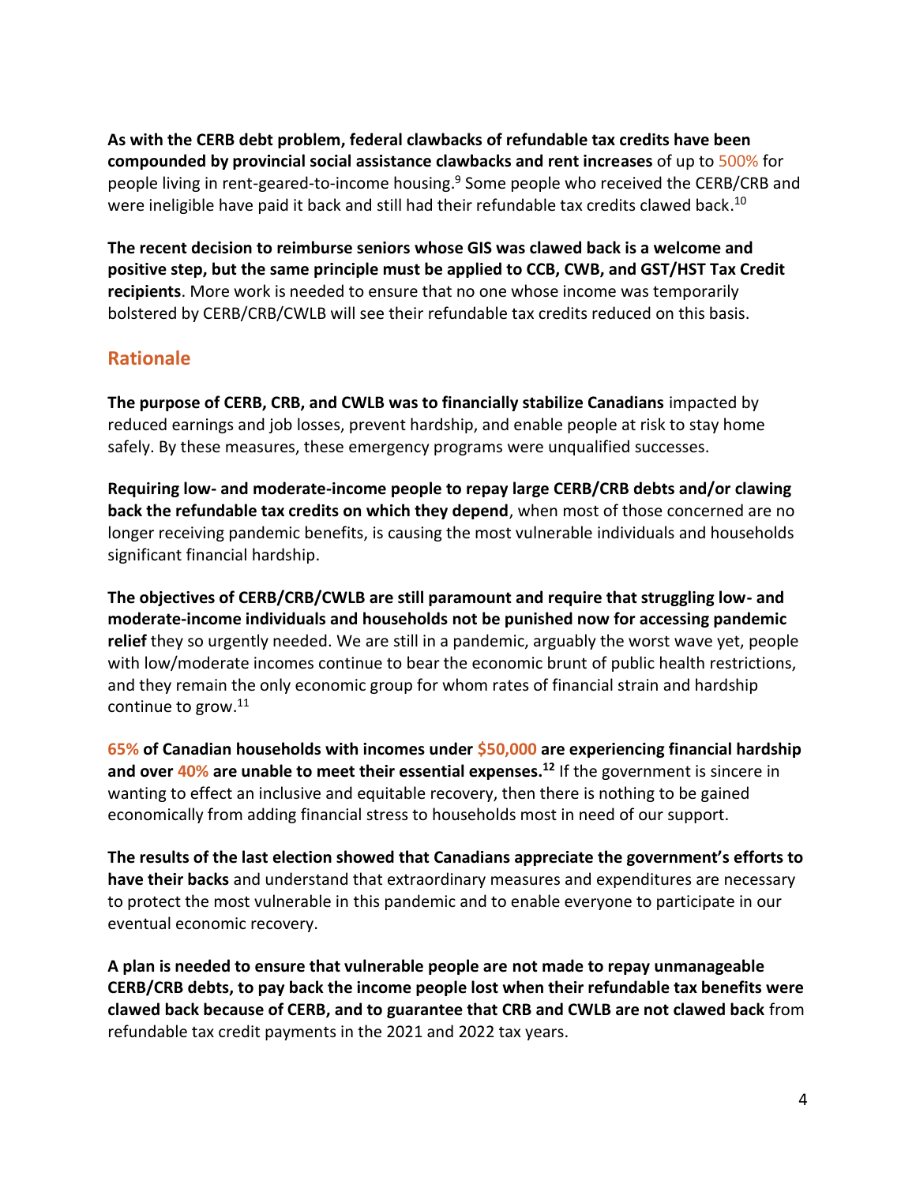**As with the CERB debt problem, federal clawbacks of refundable tax credits have been compounded by provincial social assistance clawbacks and rent increases** of up to 500% for people living in rent-geared-to-income housing.[9] Some people who received the CERB/CRB and were ineligible have paid it back and still had their refundable tax credits clawed back.[10]

**The recent decision to reimburse seniors whose GIS was clawed back is a welcome and positive step, but the same principle must be applied to CCB, CWB, and GST/HST Tax Credit recipients**. More work is needed to ensure that no one whose income was temporarily bolstered by CERB/CRB/CWLB will see their refundable tax credits reduced on this basis.

## Rationale

**The purpose of CERB, CRB, and CWLB was to financially stabilize Canadians** impacted by reduced earnings and job losses, prevent hardship, and enable people at risk to stay home safely. By these measures, these emergency programs were unqualified successes.

**Requiring low- and moderate-income people to repay large CERB/CRB debts and/or clawing back the refundable tax credits on which they depend**, when most of those concerned are no longer receiving pandemic benefits, is causing the most vulnerable individuals and households significant financial hardship.

**The objectives of CERB/CRB/CWLB are still paramount and require that struggling low- and moderate-income individuals and households not be punished now for accessing pandemic relief** they so urgently needed. We are still in a pandemic, arguably the worst wave yet, people with low/moderate incomes continue to bear the economic brunt of public health restrictions, and they remain the only economic group for whom rates of financial strain and hardship continue to grow.[11]

**65% of Canadian households with incomes under $50,000 are experiencing financial hardship and over 40% are unable to meet their essential expenses.[12]** If the government is sincere in wanting to effect an inclusive and equitable recovery, then there is nothing to be gained economically from adding financial stress to households most in need of our support.

**The results of the last election showed that Canadians appreciate the government's efforts to have their backs** and understand that extraordinary measures and expenditures are necessary to protect the most vulnerable in this pandemic and to enable everyone to participate in our eventual economic recovery.

**A plan is needed to ensure that vulnerable people are not made to repay unmanageable CERB/CRB debts, to pay back the income people lost when their refundable tax benefits were clawed back because of CERB, and to guarantee that CRB and CWLB are not clawed back** from refundable tax credit payments in the 2021 and 2022 tax years.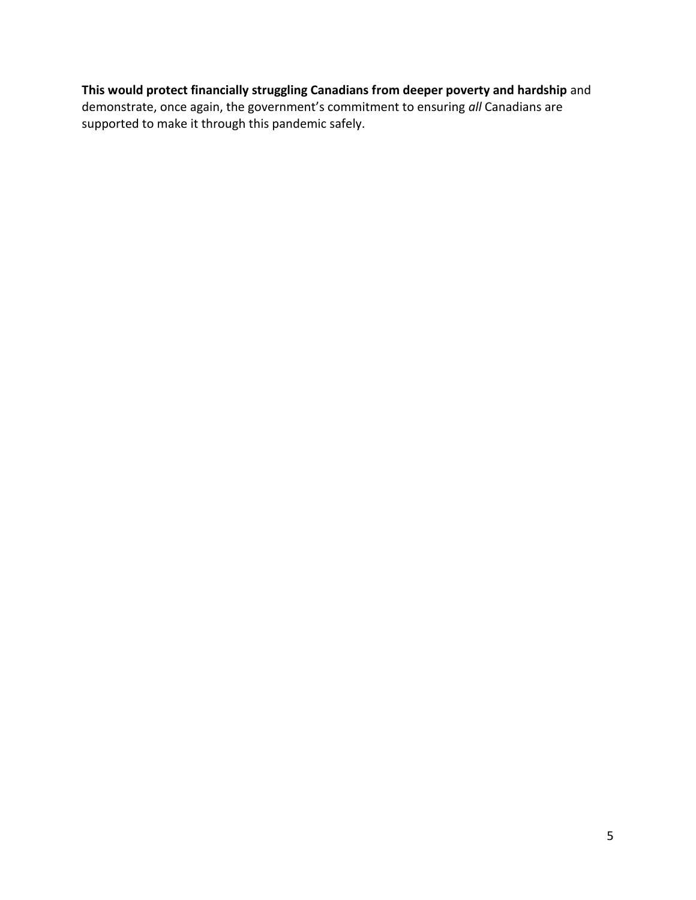**This would protect financially struggling Canadians from deeper poverty and hardship** and demonstrate, once again, the government's commitment to ensuring *all* Canadians are supported to make it through this pandemic safely.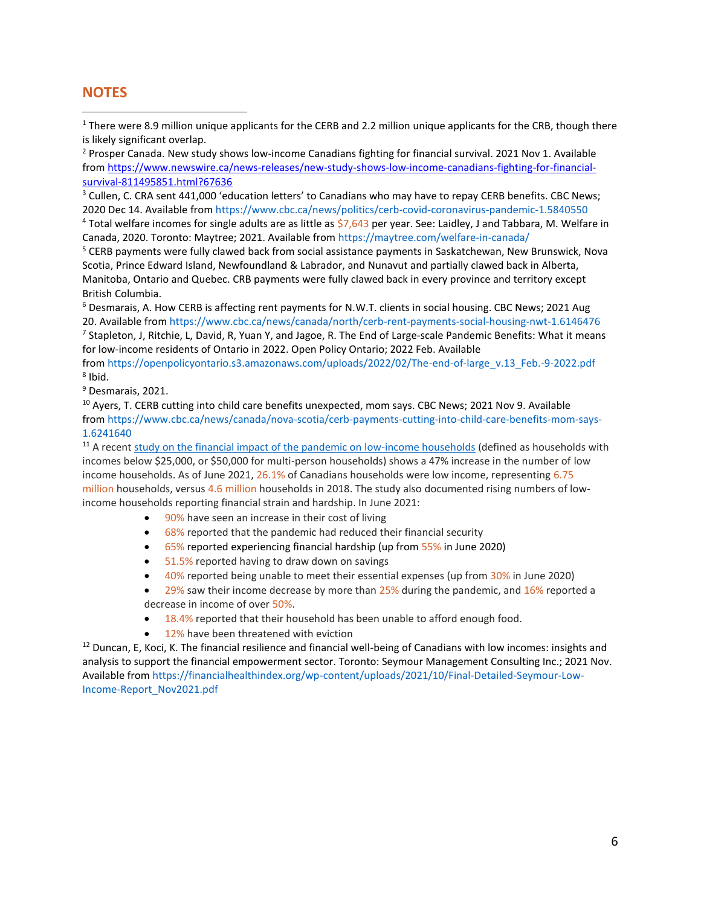## NOTES

[1] There were 8.9 million unique applicants for the CERB and 2.2 million unique applicants for the CRB, though there is likely significant overlap.

[2] Prosper Canada. New study shows low-income Canadians fighting for financial survival. 2021 Nov 1. Available from https://www.newswire.ca/news-releases/new-study-shows-low-income-canadians-fighting-for-financial-survival-811495851.html?67636

[3] Cullen, C. CRA sent 441,000 'education letters' to Canadians who may have to repay CERB benefits. CBC News; 2020 Dec 14. Available from https://www.cbc.ca/news/politics/cerb-covid-coronavirus-pandemic-1.5840550

[4] Total welfare incomes for single adults are as little as $7,643 per year. See: Laidley, J and Tabbara, M. Welfare in Canada, 2020. Toronto: Maytree; 2021. Available from https://maytree.com/welfare-in-canada/

[5] CERB payments were fully clawed back from social assistance payments in Saskatchewan, New Brunswick, Nova Scotia, Prince Edward Island, Newfoundland & Labrador, and Nunavut and partially clawed back in Alberta, Manitoba, Ontario and Quebec. CRB payments were fully clawed back in every province and territory except British Columbia.

[6] Desmarais, A. How CERB is affecting rent payments for N.W.T. clients in social housing. CBC News; 2021 Aug 20. Available from https://www.cbc.ca/news/canada/north/cerb-rent-payments-social-housing-nwt-1.6146476

[7] Stapleton, J, Ritchie, L, David, R, Yuan Y, and Jagoe, R. The End of Large-scale Pandemic Benefits: What it means for low-income residents of Ontario in 2022. Open Policy Ontario; 2022 Feb. Available from https://openpolicyontario.s3.amazonaws.com/uploads/2022/02/The-end-of-large_v.13_Feb.-9-2022.pdf

[8] Ibid.

[9] Desmarais, 2021.

[10] Ayers, T. CERB cutting into child care benefits unexpected, mom says. CBC News; 2021 Nov 9. Available from https://www.cbc.ca/news/canada/nova-scotia/cerb-payments-cutting-into-child-care-benefits-mom-says-1.6241640

[11] A recent study on the financial impact of the pandemic on low-income households (defined as households with incomes below $25,000, or $50,000 for multi-person households) shows a 47% increase in the number of low income households. As of June 2021, 26.1% of Canadians households were low income, representing 6.75 million households, versus 4.6 million households in 2018. The study also documented rising numbers of low-income households reporting financial strain and hardship. In June 2021:

- 90% have seen an increase in their cost of living
- 68% reported that the pandemic had reduced their financial security
- 65% reported experiencing financial hardship (up from 55% in June 2020)
- 51.5% reported having to draw down on savings
- 40% reported being unable to meet their essential expenses (up from 30% in June 2020)
- 29% saw their income decrease by more than 25% during the pandemic, and 16% reported a decrease in income of over 50%.
- 18.4% reported that their household has been unable to afford enough food.
- 12% have been threatened with eviction

[12] Duncan, E, Koci, K. The financial resilience and financial well-being of Canadians with low incomes: insights and analysis to support the financial empowerment sector. Toronto: Seymour Management Consulting Inc.; 2021 Nov. Available from https://financialhealthindex.org/wp-content/uploads/2021/10/Final-Detailed-Seymour-Low-Income-Report_Nov2021.pdf